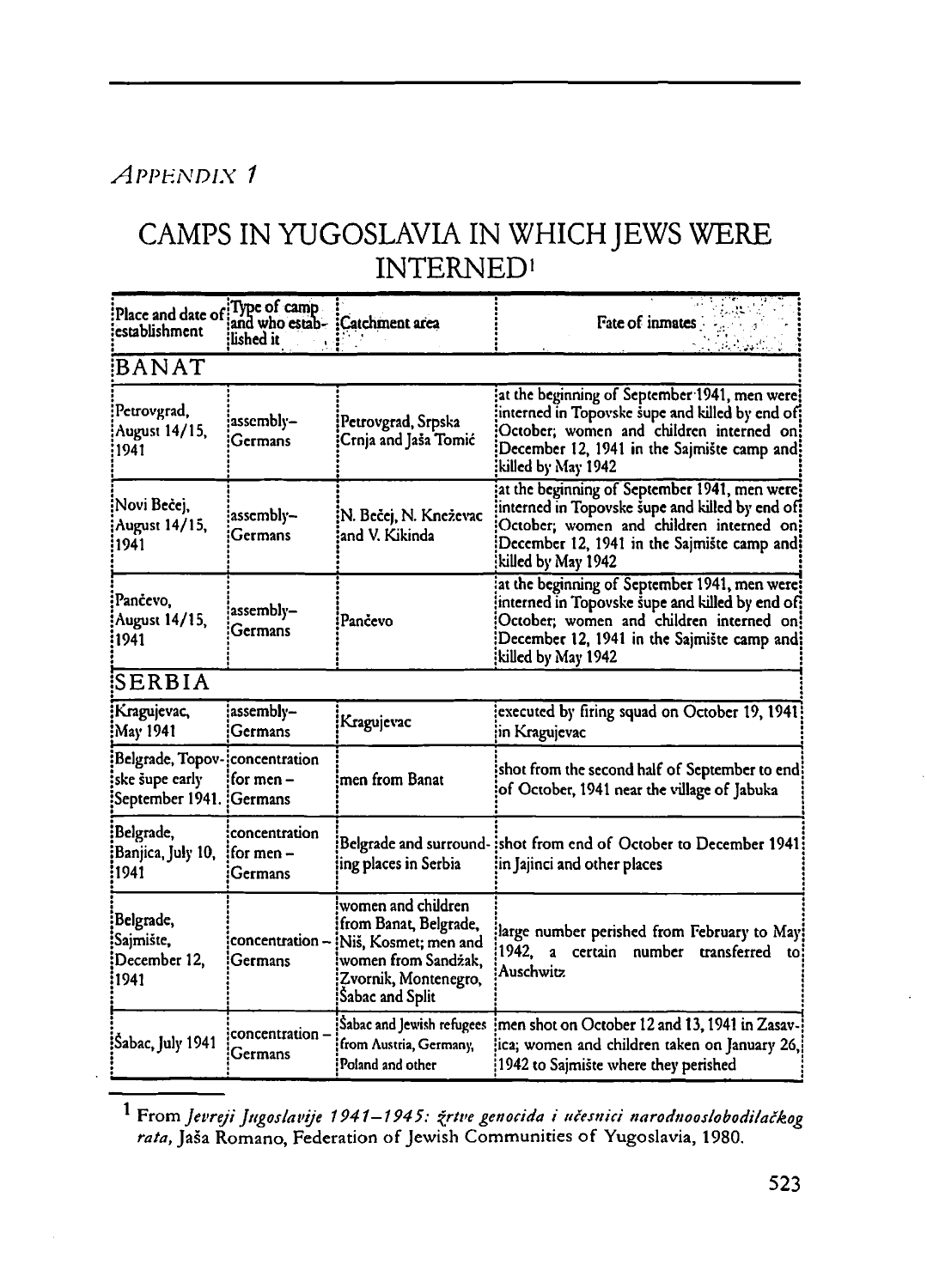*APPENDIX 1*

# CAMPS IN YUGOSLAVIA IN WHICH JEWS WERE INTERNED[1]

| Place and date of establishment | Type of camp and who established it | Catchment area | Fate of inmates |
|---|---|---|---|
| **BANAT** | | | |
| Petrovgrad, August 14/15, 1941 | assembly–Germans | Petrovgrad, Srpska Crnja and Jaša Tomić | at the beginning of September 1941, men were interned in Topovske šupe and killed by end of October; women and children interned on December 12, 1941 in the Sajmište camp and killed by May 1942 |
| Novi Bečej, August 14/15, 1941 | assembly–Germans | N. Bečej, N. Kneževac and V. Kikinda | at the beginning of September 1941, men were interned in Topovske šupe and killed by end of October; women and children interned on December 12, 1941 in the Sajmište camp and killed by May 1942 |
| Pančevo, August 14/15, 1941 | assembly–Germans | Pančevo | at the beginning of September 1941, men were interned in Topovske šupe and killed by end of October; women and children interned on December 12, 1941 in the Sajmište camp and killed by May 1942 |
| **SERBIA** | | | |
| Kragujevac, May 1941 | assembly–Germans | Kragujevac | executed by firing squad on October 19, 1941 in Kragujevac |
| Belgrade, Topovske šupe early September 1941. | concentration for men – Germans | men from Banat | shot from the second half of September to end of October, 1941 near the village of Jabuka |
| Belgrade, Banjica, July 10, 1941 | concentration for men – Germans | Belgrade and surrounding places in Serbia | shot from end of October to December 1941 in Jajinci and other places |
| Belgrade, Sajmište, December 12, 1941 | concentration – Germans | women and children from Banat, Belgrade, Niš, Kosmet; men and women from Sandžak, Zvornik, Montenegro, Šabac and Split | large number perished from February to May 1942, a certain number transferred to Auschwitz |
| Šabac, July 1941 | concentration – Germans | Šabac and Jewish refugees from Austria, Germany, Poland and other | men shot on October 12 and 13, 1941 in Zasavica; women and children taken on January 26, 1942 to Sajmište where they perished |

---

[1] From *Jevreji Jugoslavije 1941–1945: žrtve genocida i učesnici narodnooslobodilačkog rata*, Jaša Romano, Federation of Jewish Communities of Yugoslavia, 1980.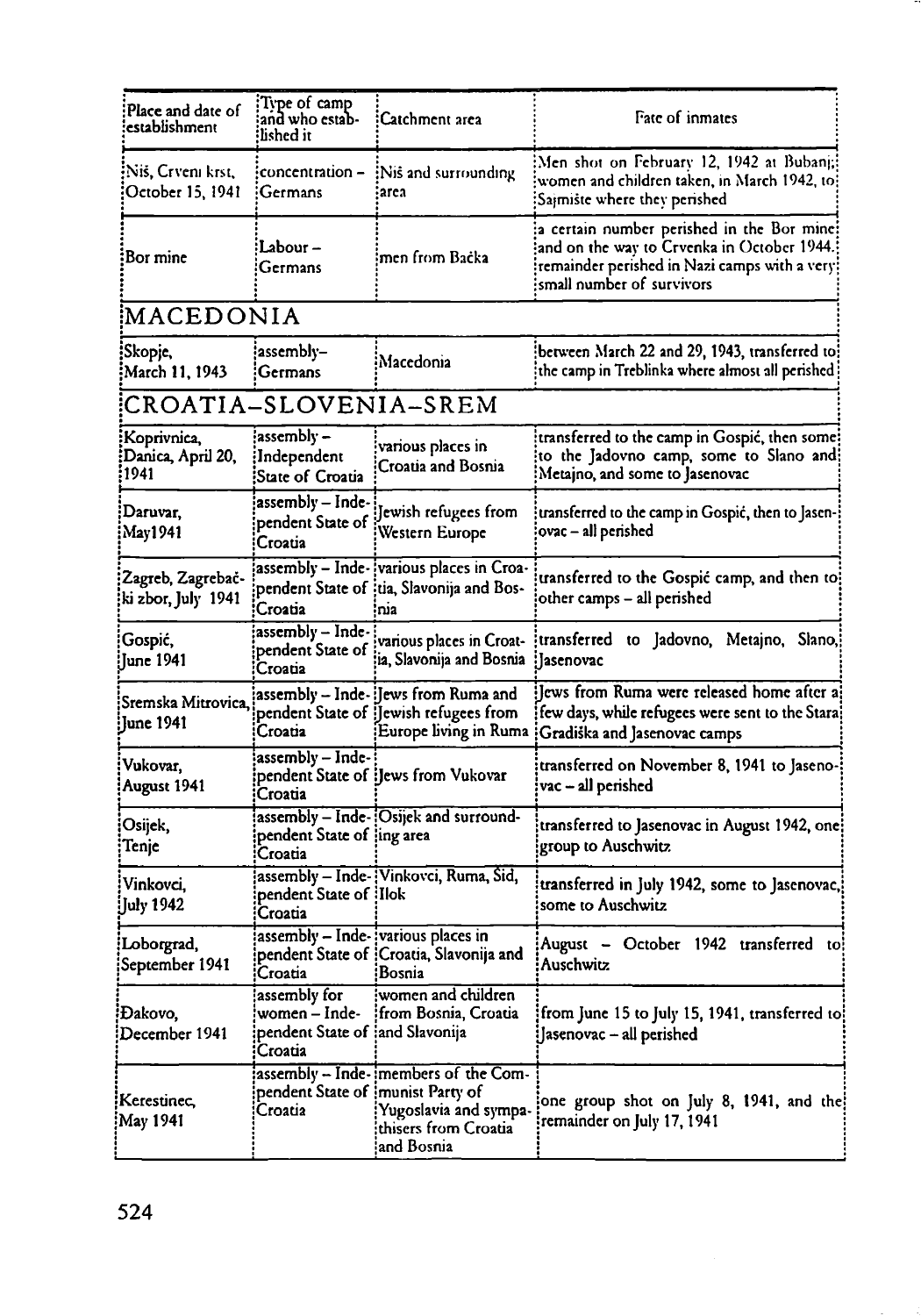| Place and date of establishment | Type of camp and who established it | Catchment area | Fate of inmates |
|---|---|---|---|
| Niš, Crveni krst, October 15, 1941 | concentration – Germans | Niš and surrounding area | Men shot on February 12, 1942 at Bubanj; women and children taken, in March 1942, to Sajmište where they perished |
| Bor mine | Labour – Germans | men from Bačka | a certain number perished in the Bor mine and on the way to Crvenka in October 1944. remainder perished in Nazi camps with a very small number of survivors |
| **MACEDONIA** | | | |
| Skopje, March 11, 1943 | assembly– Germans | Macedonia | between March 22 and 29, 1943, transferred to the camp in Treblinka where almost all perished |
| **CROATIA–SLOVENIA–SREM** | | | |
| Koprivnica, Danica, April 20, 1941 | assembly – Independent State of Croatia | various places in Croatia and Bosnia | transferred to the camp in Gospić, then some to the Jadovno camp, some to Slano and Metajno, and some to Jasenovac |
| Daruvar, May1941 | assembly – Independent State of Croatia | Jewish refugees from Western Europe | transferred to the camp in Gospić, then to Jasenovac – all perished |
| Zagreb, Zagrebački zbor, July 1941 | assembly – Independent State of Croatia | various places in Croatia, Slavonija and Bosnia | transferred to the Gospić camp, and then to other camps – all perished |
| Gospić, June 1941 | assembly – Independent State of Croatia | various places in Croatia, Slavonija and Bosnia | transferred to Jadovno, Metajno, Slano, Jasenovac |
| Sremska Mitrovica, June 1941 | assembly – Independent State of Croatia | Jews from Ruma and Jewish refugees from Europe living in Ruma | Jews from Ruma were released home after a few days, while refugees were sent to the Stara Gradiška and Jasenovac camps |
| Vukovar, August 1941 | assembly – Independent State of Croatia | Jews from Vukovar | transferred on November 8, 1941 to Jasenovac – all perished |
| Osijek, Tenje | assembly – Independent State of Croatia | Osijek and surrounding area | transferred to Jasenovac in August 1942, one group to Auschwitz |
| Vinkovci, July 1942 | assembly – Independent State of Croatia | Vinkovci, Ruma, Šid, Ilok | transferred in July 1942, some to Jasenovac, some to Auschwitz |
| Loborgrad, September 1941 | assembly – Independent State of Croatia | various places in Croatia, Slavonija and Bosnia | August – October 1942 transferred to Auschwitz |
| Đakovo, December 1941 | assembly for women – Independent State of Croatia | women and children from Bosnia, Croatia and Slavonija | from June 15 to July 15, 1941, transferred to Jasenovac – all perished |
| Kerestinec, May 1941 | assembly – Independent State of Croatia | members of the Communist Party of Yugoslavia and sympathisers from Croatia and Bosnia | one group shot on July 8, 1941, and the remainder on July 17, 1941 |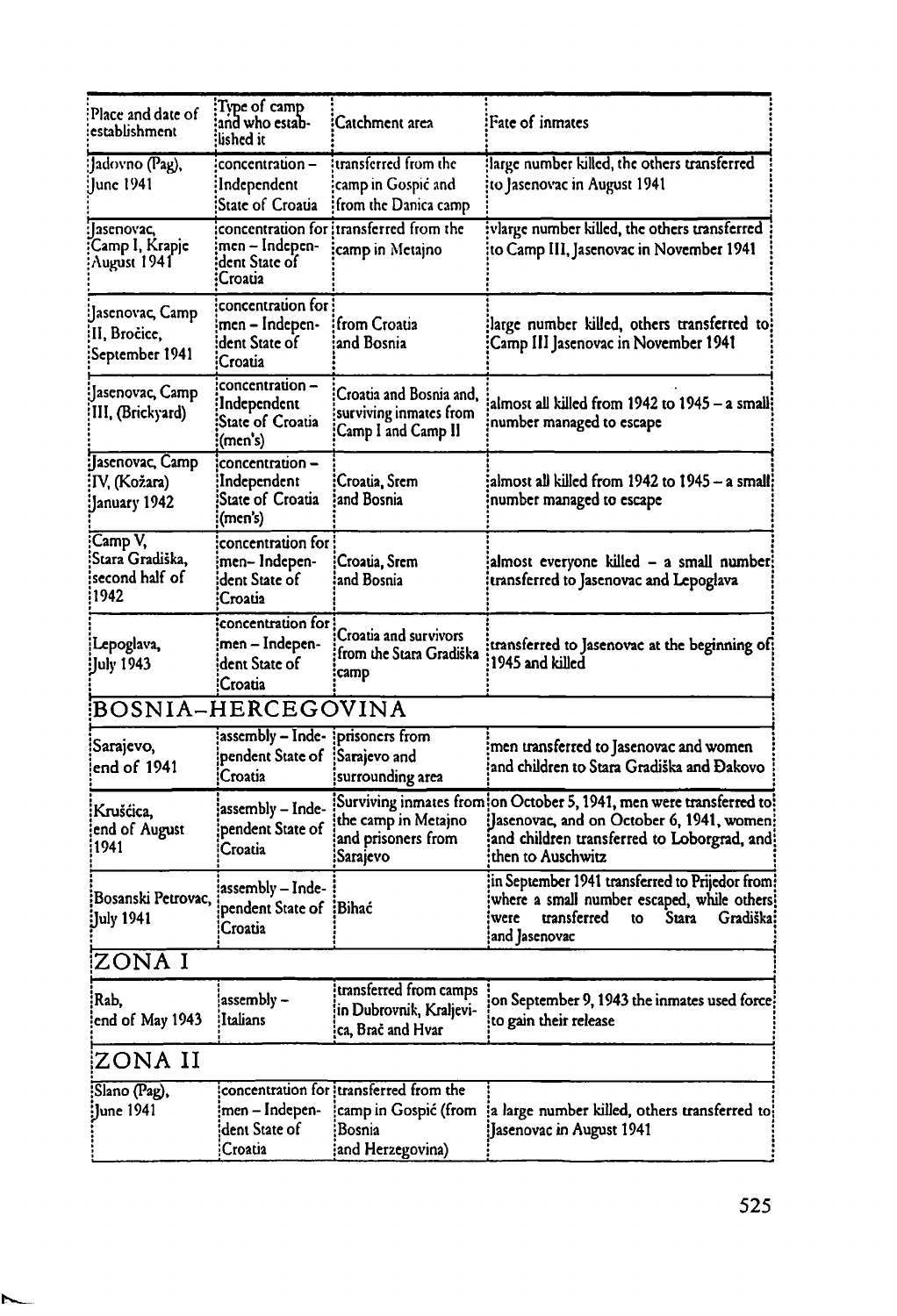| Place and date of establishment | Type of camp and who established it | Catchment area | Fate of inmates |
|---|---|---|---|
| Jadovno (Pag), June 1941 | concentration – Independent State of Croatia | transferred from the camp in Gospić and from the Danica camp | large number killed, the others transferred to Jasenovac in August 1941 |
| Jasenovac, Camp I, Krapje August 1941 | concentration for men – Independent State of Croatia | transferred from the camp in Metajno | vlarge number killed, the others transferred to Camp III, Jasenovac in November 1941 |
| Jasenovac, Camp II, Bročice, September 1941 | concentration for men – Independent State of Croatia | from Croatia and Bosnia | large number killed, others transferred to Camp III Jasenovac in November 1941 |
| Jasenovac, Camp III, (Brickyard) | concentration – Independent State of Croatia (men's) | Croatia and Bosnia and, surviving inmates from Camp I and Camp II | almost all killed from 1942 to 1945 – a small number managed to escape |
| Jasenovac, Camp IV, (Kožara) January 1942 | concentration – Independent State of Croatia (men's) | Croatia, Srem and Bosnia | almost all killed from 1942 to 1945 – a small number managed to escape |
| Camp V, Stara Gradiška, second half of 1942 | concentration for men– Independent State of Croatia | Croatia, Srem and Bosnia | almost everyone killed – a small number transferred to Jasenovac and Lepoglava |
| Lepoglava, July 1943 | concentration for men – Independent State of Croatia | Croatia and survivors from the Stara Gradiška camp | transferred to Jasenovac at the beginning of 1945 and killed |
| **BOSNIA–HERCEGOVINA** | | | |
| Sarajevo, end of 1941 | assembly – Independent State of Croatia | prisoners from Sarajevo and surrounding area | men transferred to Jasenovac and women and children to Stara Gradiška and Đakovo |
| Kruščica, end of August 1941 | assembly – Independent State of Croatia | Surviving inmates from the camp in Metajno and prisoners from Sarajevo | on October 5, 1941, men were transferred to Jasenovac, and on October 6, 1941, women and children transferred to Loborgrad, and then to Auschwitz |
| Bosanski Petrovac, July 1941 | assembly – Independent State of Croatia | Bihać | in September 1941 transferred to Prijedor from where a small number escaped, while others were transferred to Stara Gradiška and Jasenovac |
| **ZONA I** | | | |
| Rab, end of May 1943 | assembly – Italians | transferred from camps in Dubrovnik, Kraljevica, Brač and Hvar | on September 9, 1943 the inmates used force to gain their release |
| **ZONA II** | | | |
| Slano (Pag), June 1941 | concentration for men – Independent State of Croatia | transferred from the camp in Gospić (from Bosnia and Herzegovina) | a large number killed, others transferred to Jasenovac in August 1941 |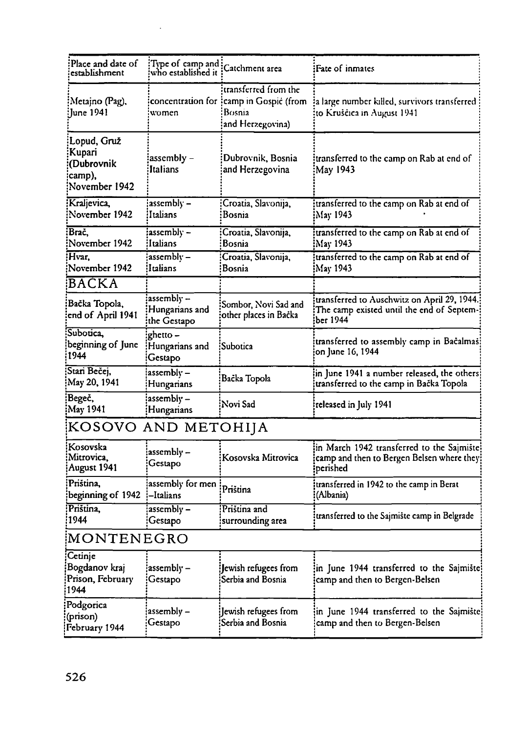| Place and date of establishment | Type of camp and who established it | Catchment area | Fate of inmates |
|---|---|---|---|
| Metajno (Pag), June 1941 | concentration for women | transferred from the camp in Gospić (from Bosnia and Herzegovina) | a large number killed, survivors transferred to Krušćica in August 1941 |
| Lopud, Gruž Kupari (Dubrovnik camp), November 1942 | assembly – Italians | Dubrovnik, Bosnia and Herzegovina | transferred to the camp on Rab at end of May 1943 |
| Kraljevica, November 1942 | assembly – Italians | Croatia, Slavonija, Bosnia | transferred to the camp on Rab at end of May 1943 |
| Brač, November 1942 | assembly – Italians | Croatia, Slavonija, Bosnia | transferred to the camp on Rab at end of May 1943 |
| Hvar, November 1942 | assembly – Italians | Croatia, Slavonija, Bosnia | transferred to the camp on Rab at end of May 1943 |
| **BAČKA** | | | |
| Bačka Topola, end of April 1941 | assembly – Hungarians and the Gestapo | Sombor, Novi Sad and other places in Bačka | transferred to Auschwitz on April 29, 1944. The camp existed until the end of September 1944 |
| Subotica, beginning of June 1944 | ghetto – Hungarians and Gestapo | Subotica | transferred to assembly camp in Bačalmaš on June 16, 1944 |
| Stari Bečej, May 20, 1941 | assembly – Hungarians | Bačka Topola | in June 1941 a number released, the others transferred to the camp in Bačka Topola |
| Begeč, May 1941 | assembly – Hungarians | Novi Sad | released in July 1941 |
| **KOSOVO AND METOHIJA** | | | |
| Kosovska Mitrovica, August 1941 | assembly – Gestapo | Kosovska Mitrovica | in March 1942 transferred to the Sajmište camp and then to Bergen Belsen where they perished |
| Priština, beginning of 1942 | assembly for men –Italians | Priština | transferred in 1942 to the camp in Berat (Albania) |
| Priština, 1944 | assembly – Gestapo | Priština and surrounding area | transferred to the Sajmište camp in Belgrade |
| **MONTENEGRO** | | | |
| Cetinje Bogdanov kraj Prison, February 1944 | assembly – Gestapo | Jewish refugees from Serbia and Bosnia | in June 1944 transferred to the Sajmište camp and then to Bergen-Belsen |
| Podgorica (prison) February 1944 | assembly – Gestapo | Jewish refugees from Serbia and Bosnia | in June 1944 transferred to the Sajmište camp and then to Bergen-Belsen |